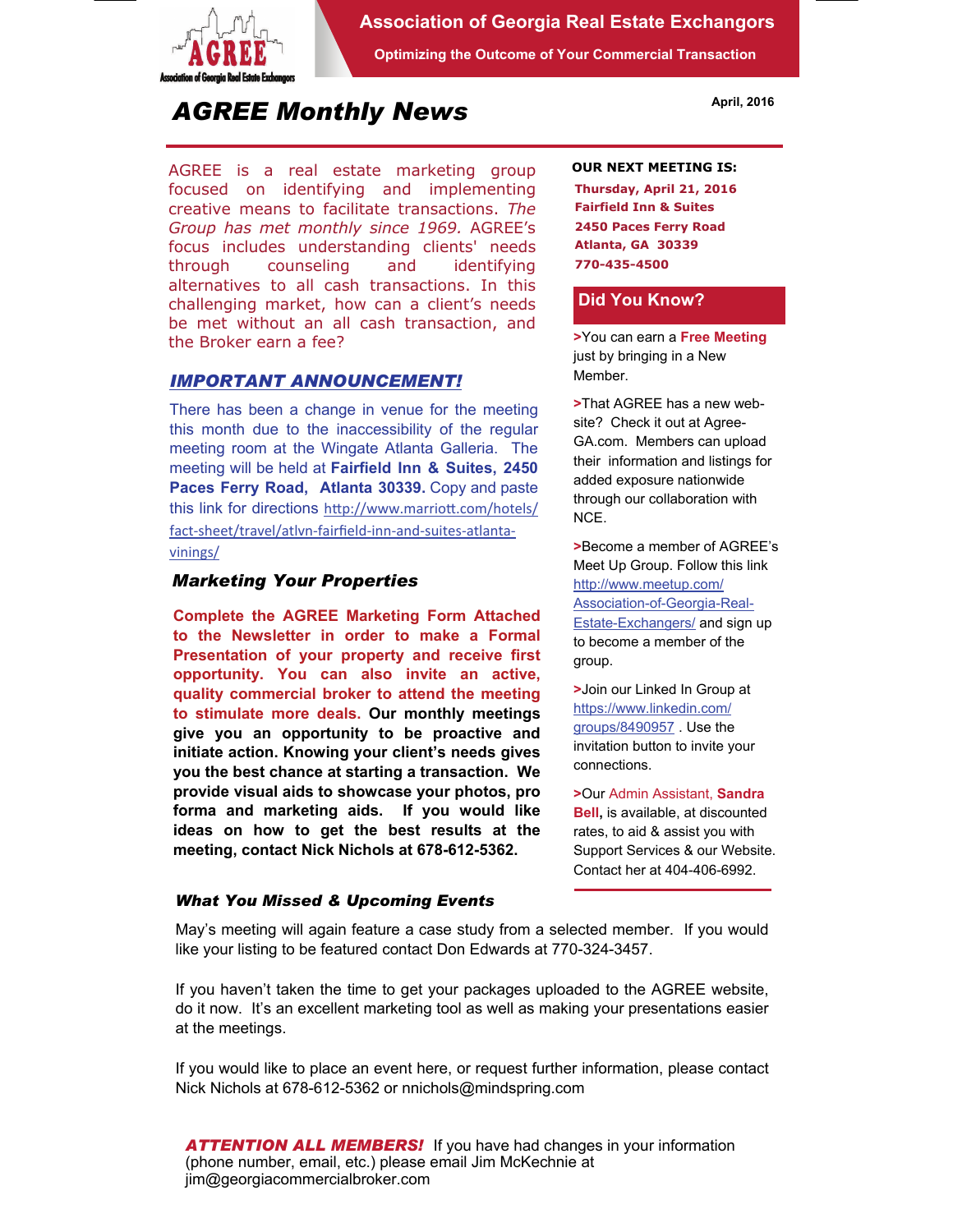AGREE

Association of Georgia Real Estate Exchangors

**Association of Georgia Real Estate Exchangors**

**Optimizing the Outcome of Your Commercial Transaction**

# *AGREE Monthly News*

**April, 2016**

AGREE is a real estate marketing group focused on identifying and implementing creative means to facilitate transactions. *The Group has met monthly since 1969.* AGREE's focus includes understanding clients' needs through counseling and identifying alternatives to all cash transactions. In this challenging market, how can a client's needs be met without an all cash transaction, and the Broker earn a fee?

## ***IMPORTANT ANNOUNCEMENT!***

There has been a change in venue for the meeting this month due to the inaccessibility of the regular meeting room at the Wingate Atlanta Galleria. The meeting will be held at **Fairfield Inn & Suites, 2450 Paces Ferry Road, Atlanta 30339.** Copy and paste this link for directions http://www.marriott.com/hotels/fact-sheet/travel/atlvn-fairfield-inn-and-suites-atlanta-vinings/

## *Marketing Your Properties*

**Complete the AGREE Marketing Form Attached to the Newsletter in order to make a Formal Presentation of your property and receive first opportunity. You can also invite an active, quality commercial broker to attend the meeting to stimulate more deals. Our monthly meetings give you an opportunity to be proactive and initiate action. Knowing your client's needs gives you the best chance at starting a transaction. We provide visual aids to showcase your photos, pro forma and marketing aids. If you would like ideas on how to get the best results at the meeting, contact Nick Nichols at 678-612-5362.**

**OUR NEXT MEETING IS:**

**Thursday, April 21, 2016**
**Fairfield Inn & Suites**
**2450 Paces Ferry Road**
**Atlanta, GA 30339**
**770-435-4500**

## Did You Know?

>You can earn a **Free Meeting** just by bringing in a New Member.

>That AGREE has a new web-site? Check it out at Agree-GA.com. Members can upload their information and listings for added exposure nationwide through our collaboration with NCE.

>Become a member of AGREE's Meet Up Group. Follow this link http://www.meetup.com/Association-of-Georgia-Real-Estate-Exchangers/ and sign up to become a member of the group.

>Join our Linked In Group at https://www.linkedin.com/groups/8490957 . Use the invitation button to invite your connections.

>Our Admin Assistant, **Sandra Bell,** is available, at discounted rates, to aid & assist you with Support Services & our Website. Contact her at 404-406-6992.

## *What You Missed & Upcoming Events*

May's meeting will again feature a case study from a selected member. If you would like your listing to be featured contact Don Edwards at 770-324-3457.

If you haven't taken the time to get your packages uploaded to the AGREE website, do it now. It's an excellent marketing tool as well as making your presentations easier at the meetings.

If you would like to place an event here, or request further information, please contact Nick Nichols at 678-612-5362 or nnichols@mindspring.com

***ATTENTION ALL MEMBERS!*** If you have had changes in your information (phone number, email, etc.) please email Jim McKechnie at jim@georgiacommercialbroker.com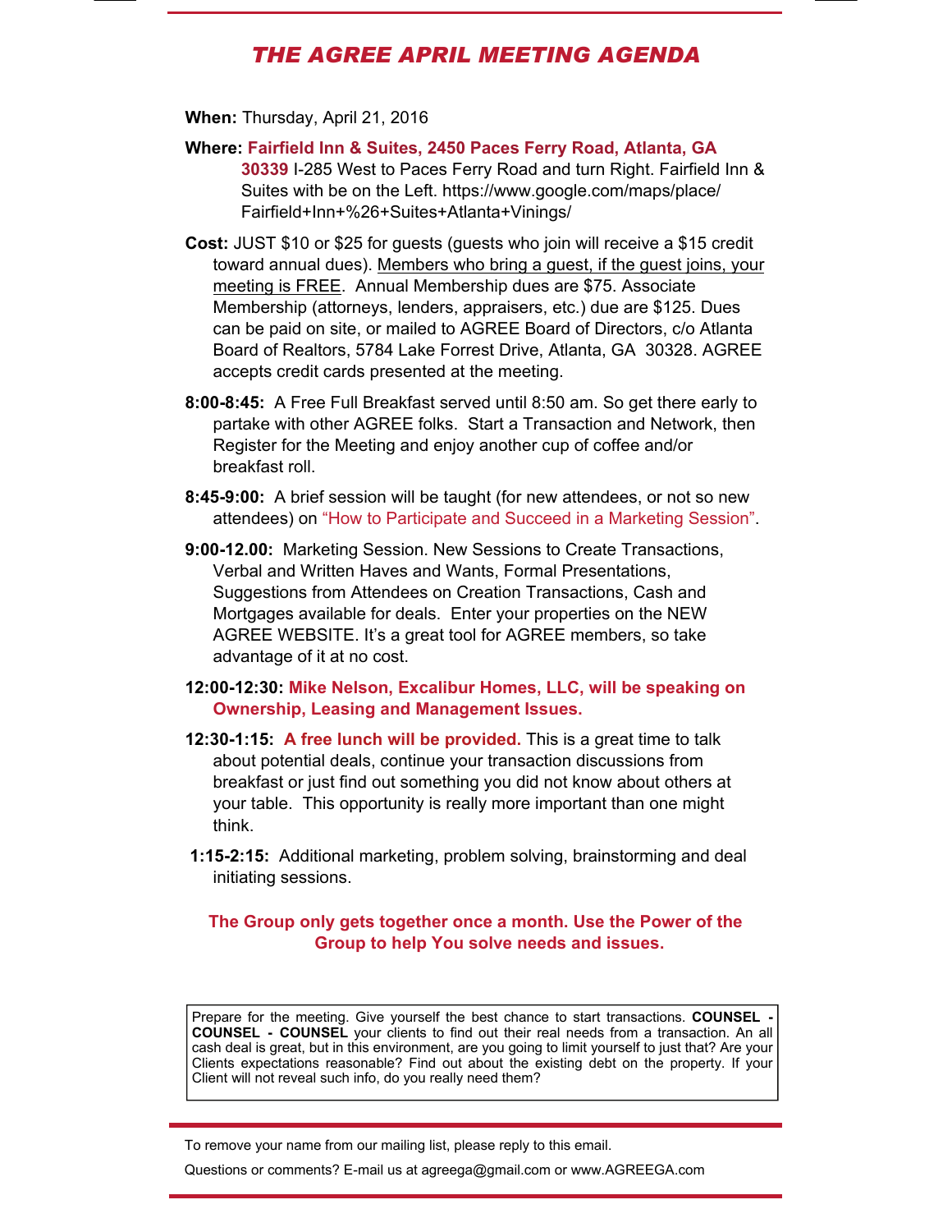# *THE AGREE APRIL MEETING AGENDA*

**When:** Thursday, April 21, 2016

**Where:** **Fairfield Inn & Suites, 2450 Paces Ferry Road, Atlanta, GA 30339** I-285 West to Paces Ferry Road and turn Right. Fairfield Inn & Suites with be on the Left. https://www.google.com/maps/place/Fairfield+Inn+%26+Suites+Atlanta+Vinings/

**Cost:** JUST $10 or $25 for guests (guests who join will receive a $15 credit toward annual dues). Members who bring a guest, if the guest joins, your meeting is FREE. Annual Membership dues are $75. Associate Membership (attorneys, lenders, appraisers, etc.) due are $125. Dues can be paid on site, or mailed to AGREE Board of Directors, c/o Atlanta Board of Realtors, 5784 Lake Forrest Drive, Atlanta, GA 30328. AGREE accepts credit cards presented at the meeting.

**8:00-8:45:** A Free Full Breakfast served until 8:50 am. So get there early to partake with other AGREE folks. Start a Transaction and Network, then Register for the Meeting and enjoy another cup of coffee and/or breakfast roll.

**8:45-9:00:** A brief session will be taught (for new attendees, or not so new attendees) on "How to Participate and Succeed in a Marketing Session".

**9:00-12.00:** Marketing Session. New Sessions to Create Transactions, Verbal and Written Haves and Wants, Formal Presentations, Suggestions from Attendees on Creation Transactions, Cash and Mortgages available for deals. Enter your properties on the NEW AGREE WEBSITE. It's a great tool for AGREE members, so take advantage of it at no cost.

**12:00-12:30:** **Mike Nelson, Excalibur Homes, LLC, will be speaking on Ownership, Leasing and Management Issues.**

**12:30-1:15:** **A free lunch will be provided.** This is a great time to talk about potential deals, continue your transaction discussions from breakfast or just find out something you did not know about others at your table. This opportunity is really more important than one might think.

**1:15-2:15:** Additional marketing, problem solving, brainstorming and deal initiating sessions.

**The Group only gets together once a month. Use the Power of the Group to help You solve needs and issues.**

Prepare for the meeting. Give yourself the best chance to start transactions. **COUNSEL - COUNSEL - COUNSEL** your clients to find out their real needs from a transaction. An all cash deal is great, but in this environment, are you going to limit yourself to just that? Are your Clients expectations reasonable? Find out about the existing debt on the property. If your Client will not reveal such info, do you really need them?

---

To remove your name from our mailing list, please reply to this email.

Questions or comments? E-mail us at agreega@gmail.com or www.AGREEGA.com